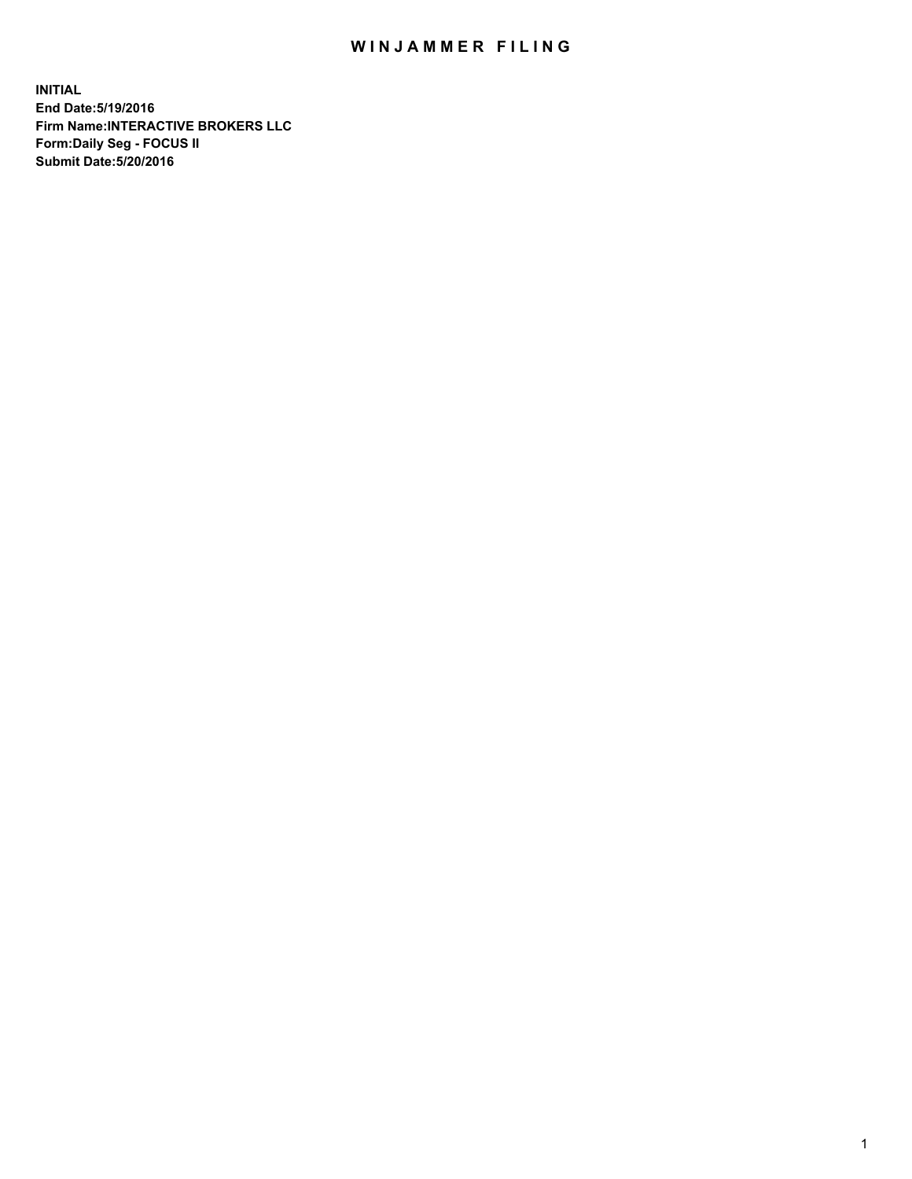# WINJAMMER FILING

**INITIAL**
**End Date:5/19/2016**
**Firm Name:INTERACTIVE BROKERS LLC**
**Form:Daily Seg - FOCUS II**
**Submit Date:5/20/2016**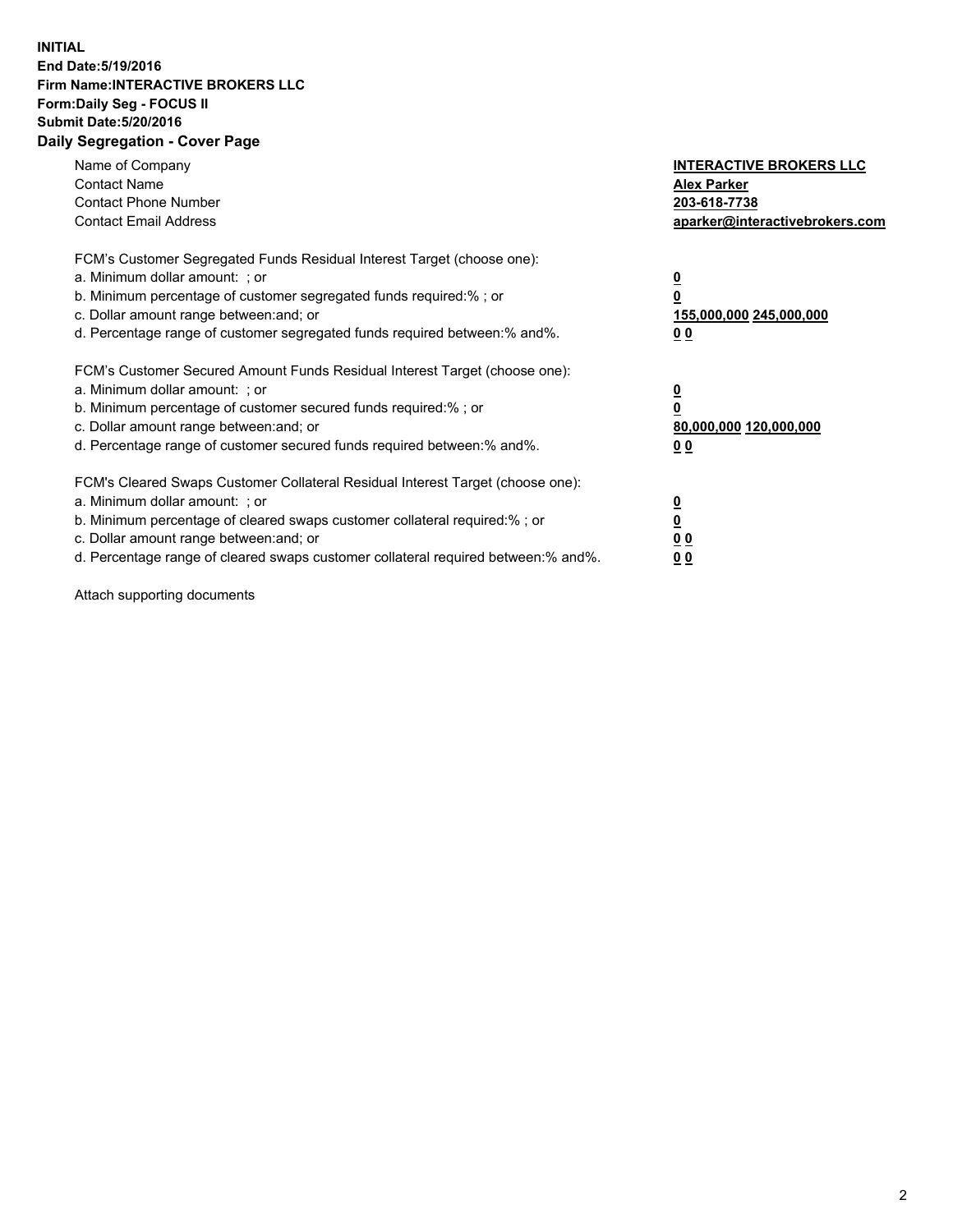**INITIAL**
**End Date:5/19/2016**
**Firm Name:INTERACTIVE BROKERS LLC**
**Form:Daily Seg - FOCUS II**
**Submit Date:5/20/2016**

## Daily Segregation - Cover Page

| | |
|---|---|
| Name of Company | **INTERACTIVE BROKERS LLC** |
| Contact Name | **Alex Parker** |
| Contact Phone Number | **203-618-7738** |
| Contact Email Address | **aparker@interactivebrokers.com** |

FCM's Customer Segregated Funds Residual Interest Target (choose one):

| | |
|---|---|
| a. Minimum dollar amount: ; or | **0** |
| b. Minimum percentage of customer segregated funds required:% ; or | **0** |
| c. Dollar amount range between:and; or | **155,000,000 245,000,000** |
| d. Percentage range of customer segregated funds required between:% and%. | **0 0** |

FCM's Customer Secured Amount Funds Residual Interest Target (choose one):

| | |
|---|---|
| a. Minimum dollar amount: ; or | **0** |
| b. Minimum percentage of customer secured funds required:% ; or | **0** |
| c. Dollar amount range between:and; or | **80,000,000 120,000,000** |
| d. Percentage range of customer secured funds required between:% and%. | **0 0** |

FCM's Cleared Swaps Customer Collateral Residual Interest Target (choose one):

| | |
|---|---|
| a. Minimum dollar amount: ; or | **0** |
| b. Minimum percentage of cleared swaps customer collateral required:% ; or | **0** |
| c. Dollar amount range between:and; or | **0 0** |
| d. Percentage range of cleared swaps customer collateral required between:% and%. | **0 0** |

Attach supporting documents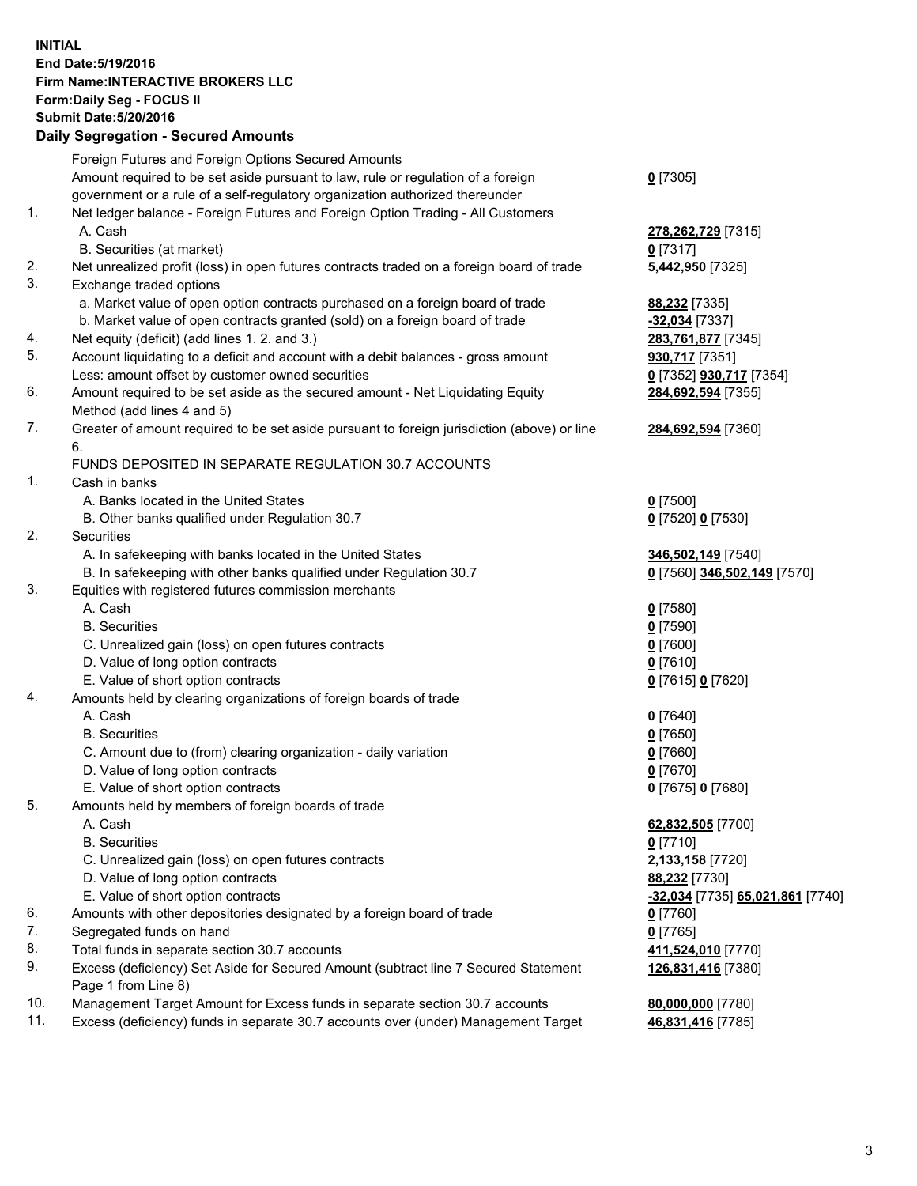**INITIAL**
**End Date:5/19/2016**
**Firm Name:INTERACTIVE BROKERS LLC**
**Form:Daily Seg - FOCUS II**
**Submit Date:5/20/2016**

## Daily Segregation - Secured Amounts

| | | |
|---|---|---|
| | Foreign Futures and Foreign Options Secured Amounts | |
| | Amount required to be set aside pursuant to law, rule or regulation of a foreign government or a rule of a self-regulatory organization authorized thereunder | **0** [7305] |
| 1. | Net ledger balance - Foreign Futures and Foreign Option Trading - All Customers | |
| | A. Cash | **278,262,729** [7315] |
| | B. Securities (at market) | **0** [7317] |
| 2. | Net unrealized profit (loss) in open futures contracts traded on a foreign board of trade | **5,442,950** [7325] |
| 3. | Exchange traded options | |
| | a. Market value of open option contracts purchased on a foreign board of trade | **88,232** [7335] |
| | b. Market value of open contracts granted (sold) on a foreign board of trade | **-32,034** [7337] |
| 4. | Net equity (deficit) (add lines 1. 2. and 3.) | **283,761,877** [7345] |
| 5. | Account liquidating to a deficit and account with a debit balances - gross amount | **930,717** [7351] |
| | Less: amount offset by customer owned securities | **0** [7352] **930,717** [7354] |
| 6. | Amount required to be set aside as the secured amount - Net Liquidating Equity Method (add lines 4 and 5) | **284,692,594** [7355] |
| 7. | Greater of amount required to be set aside pursuant to foreign jurisdiction (above) or line 6. | **284,692,594** [7360] |
| | FUNDS DEPOSITED IN SEPARATE REGULATION 30.7 ACCOUNTS | |
| 1. | Cash in banks | |
| | A. Banks located in the United States | **0** [7500] |
| | B. Other banks qualified under Regulation 30.7 | **0** [7520] **0** [7530] |
| 2. | Securities | |
| | A. In safekeeping with banks located in the United States | **346,502,149** [7540] |
| | B. In safekeeping with other banks qualified under Regulation 30.7 | **0** [7560] **346,502,149** [7570] |
| 3. | Equities with registered futures commission merchants | |
| | A. Cash | **0** [7580] |
| | B. Securities | **0** [7590] |
| | C. Unrealized gain (loss) on open futures contracts | **0** [7600] |
| | D. Value of long option contracts | **0** [7610] |
| | E. Value of short option contracts | **0** [7615] **0** [7620] |
| 4. | Amounts held by clearing organizations of foreign boards of trade | |
| | A. Cash | **0** [7640] |
| | B. Securities | **0** [7650] |
| | C. Amount due to (from) clearing organization - daily variation | **0** [7660] |
| | D. Value of long option contracts | **0** [7670] |
| | E. Value of short option contracts | **0** [7675] **0** [7680] |
| 5. | Amounts held by members of foreign boards of trade | |
| | A. Cash | **62,832,505** [7700] |
| | B. Securities | **0** [7710] |
| | C. Unrealized gain (loss) on open futures contracts | **2,133,158** [7720] |
| | D. Value of long option contracts | **88,232** [7730] |
| | E. Value of short option contracts | **-32,034** [7735] **65,021,861** [7740] |
| 6. | Amounts with other depositories designated by a foreign board of trade | **0** [7760] |
| 7. | Segregated funds on hand | **0** [7765] |
| 8. | Total funds in separate section 30.7 accounts | **411,524,010** [7770] |
| 9. | Excess (deficiency) Set Aside for Secured Amount (subtract line 7 Secured Statement Page 1 from Line 8) | **126,831,416** [7380] |
| 10. | Management Target Amount for Excess funds in separate section 30.7 accounts | **80,000,000** [7780] |
| 11. | Excess (deficiency) funds in separate 30.7 accounts over (under) Management Target | **46,831,416** [7785] |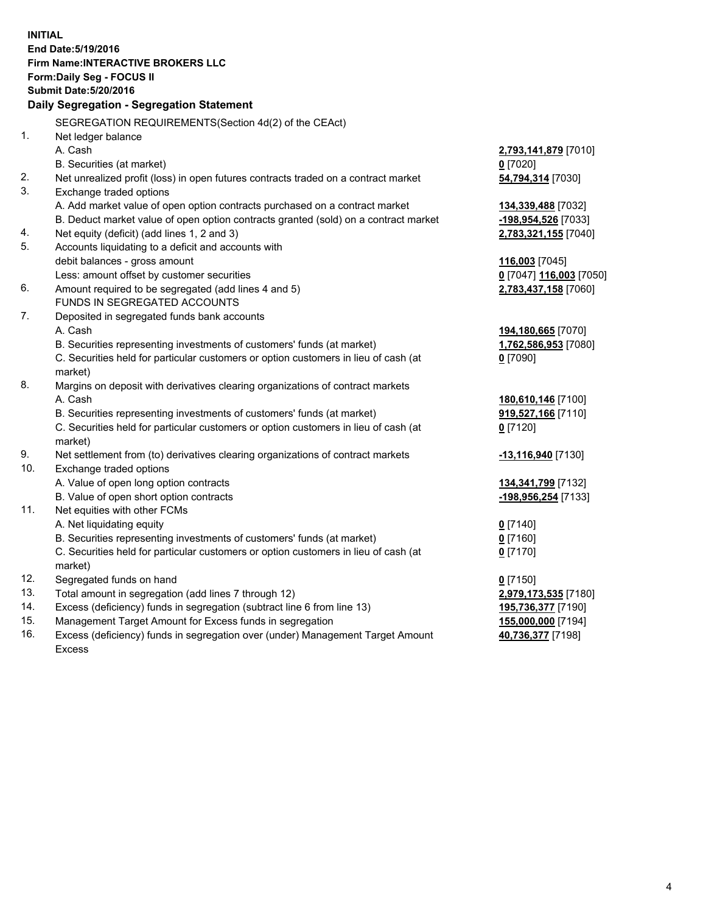**INITIAL**
**End Date:5/19/2016**
**Firm Name:INTERACTIVE BROKERS LLC**
**Form:Daily Seg - FOCUS II**
**Submit Date:5/20/2016**

**Daily Segregation - Segregation Statement**

SEGREGATION REQUIREMENTS(Section 4d(2) of the CEAct)

| | | |
|---|---|---|
| 1. | Net ledger balance | |
| | A. Cash | **2,793,141,879** [7010] |
| | B. Securities (at market) | **0** [7020] |
| 2. | Net unrealized profit (loss) in open futures contracts traded on a contract market | **54,794,314** [7030] |
| 3. | Exchange traded options | |
| | A. Add market value of open option contracts purchased on a contract market | **134,339,488** [7032] |
| | B. Deduct market value of open option contracts granted (sold) on a contract market | **-198,954,526** [7033] |
| 4. | Net equity (deficit) (add lines 1, 2 and 3) | **2,783,321,155** [7040] |
| 5. | Accounts liquidating to a deficit and accounts with | |
| | debit balances - gross amount | **116,003** [7045] |
| | Less: amount offset by customer securities | **0** [7047] **116,003** [7050] |
| 6. | Amount required to be segregated (add lines 4 and 5) | **2,783,437,158** [7060] |
| | FUNDS IN SEGREGATED ACCOUNTS | |
| 7. | Deposited in segregated funds bank accounts | |
| | A. Cash | **194,180,665** [7070] |
| | B. Securities representing investments of customers' funds (at market) | **1,762,586,953** [7080] |
| | C. Securities held for particular customers or option customers in lieu of cash (at market) | **0** [7090] |
| 8. | Margins on deposit with derivatives clearing organizations of contract markets | |
| | A. Cash | **180,610,146** [7100] |
| | B. Securities representing investments of customers' funds (at market) | **919,527,166** [7110] |
| | C. Securities held for particular customers or option customers in lieu of cash (at market) | **0** [7120] |
| 9. | Net settlement from (to) derivatives clearing organizations of contract markets | **-13,116,940** [7130] |
| 10. | Exchange traded options | |
| | A. Value of open long option contracts | **134,341,799** [7132] |
| | B. Value of open short option contracts | **-198,956,254** [7133] |
| 11. | Net equities with other FCMs | |
| | A. Net liquidating equity | **0** [7140] |
| | B. Securities representing investments of customers' funds (at market) | **0** [7160] |
| | C. Securities held for particular customers or option customers in lieu of cash (at market) | **0** [7170] |
| 12. | Segregated funds on hand | **0** [7150] |
| 13. | Total amount in segregation (add lines 7 through 12) | **2,979,173,535** [7180] |
| 14. | Excess (deficiency) funds in segregation (subtract line 6 from line 13) | **195,736,377** [7190] |
| 15. | Management Target Amount for Excess funds in segregation | **155,000,000** [7194] |
| 16. | Excess (deficiency) funds in segregation over (under) Management Target Amount Excess | **40,736,377** [7198] |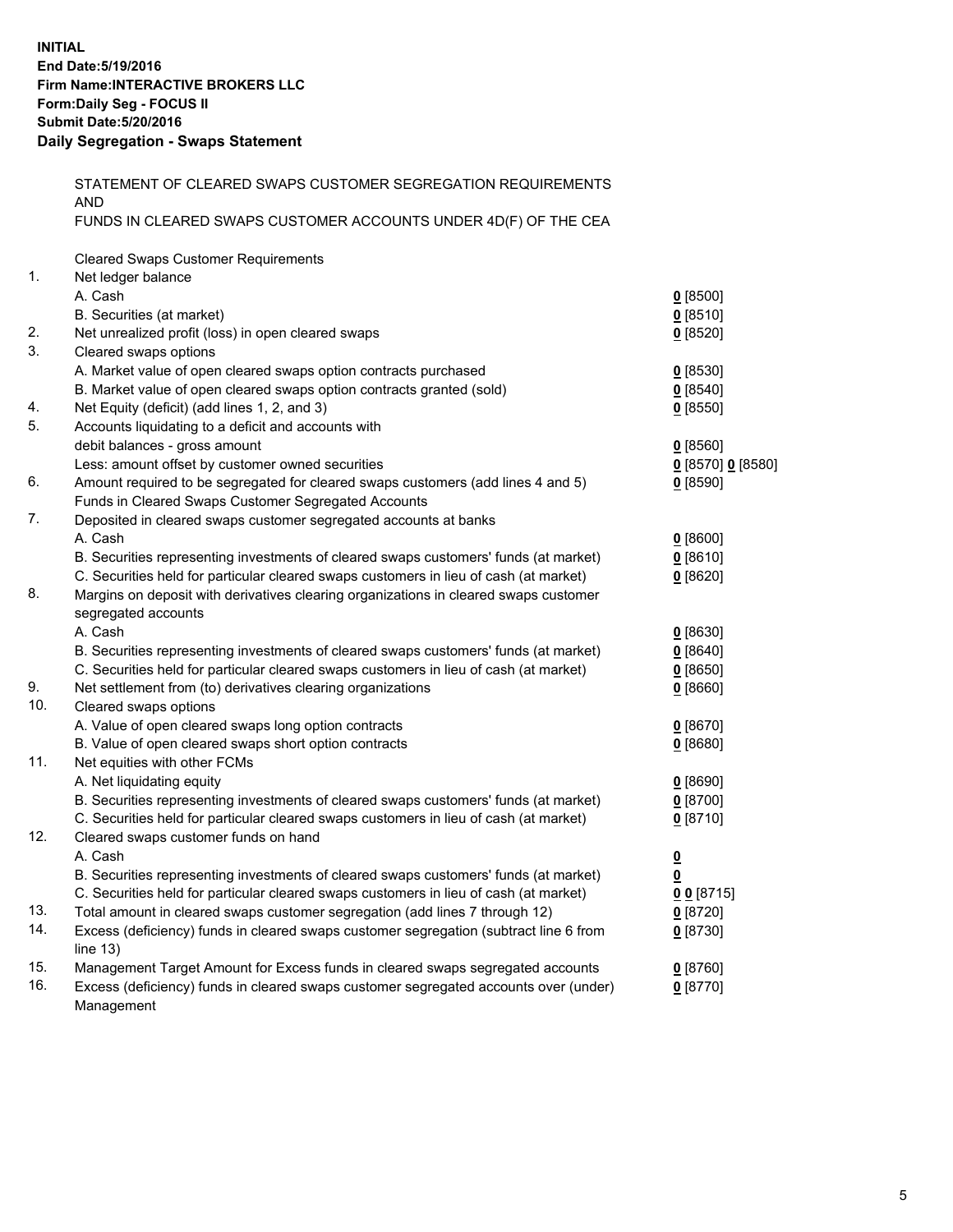**INITIAL**
**End Date:5/19/2016**
**Firm Name:INTERACTIVE BROKERS LLC**
**Form:Daily Seg - FOCUS II**
**Submit Date:5/20/2016**
**Daily Segregation - Swaps Statement**

STATEMENT OF CLEARED SWAPS CUSTOMER SEGREGATION REQUIREMENTS AND FUNDS IN CLEARED SWAPS CUSTOMER ACCOUNTS UNDER 4D(F) OF THE CEA

| | | |
|---|---|---|
| | Cleared Swaps Customer Requirements | |
| 1. | Net ledger balance | |
| | A. Cash | 0 [8500] |
| | B. Securities (at market) | 0 [8510] |
| 2. | Net unrealized profit (loss) in open cleared swaps | 0 [8520] |
| 3. | Cleared swaps options | |
| | A. Market value of open cleared swaps option contracts purchased | 0 [8530] |
| | B. Market value of open cleared swaps option contracts granted (sold) | 0 [8540] |
| 4. | Net Equity (deficit) (add lines 1, 2, and 3) | 0 [8550] |
| 5. | Accounts liquidating to a deficit and accounts with debit balances - gross amount | 0 [8560] |
| | Less: amount offset by customer owned securities | 0 [8570] 0 [8580] |
| 6. | Amount required to be segregated for cleared swaps customers (add lines 4 and 5) | 0 [8590] |
| | Funds in Cleared Swaps Customer Segregated Accounts | |
| 7. | Deposited in cleared swaps customer segregated accounts at banks | |
| | A. Cash | 0 [8600] |
| | B. Securities representing investments of cleared swaps customers' funds (at market) | 0 [8610] |
| | C. Securities held for particular cleared swaps customers in lieu of cash (at market) | 0 [8620] |
| 8. | Margins on deposit with derivatives clearing organizations in cleared swaps customer segregated accounts | |
| | A. Cash | 0 [8630] |
| | B. Securities representing investments of cleared swaps customers' funds (at market) | 0 [8640] |
| | C. Securities held for particular cleared swaps customers in lieu of cash (at market) | 0 [8650] |
| 9. | Net settlement from (to) derivatives clearing organizations | 0 [8660] |
| 10. | Cleared swaps options | |
| | A. Value of open cleared swaps long option contracts | 0 [8670] |
| | B. Value of open cleared swaps short option contracts | 0 [8680] |
| 11. | Net equities with other FCMs | |
| | A. Net liquidating equity | 0 [8690] |
| | B. Securities representing investments of cleared swaps customers' funds (at market) | 0 [8700] |
| | C. Securities held for particular cleared swaps customers in lieu of cash (at market) | 0 [8710] |
| 12. | Cleared swaps customer funds on hand | |
| | A. Cash | 0 |
| | B. Securities representing investments of cleared swaps customers' funds (at market) | 0 |
| | C. Securities held for particular cleared swaps customers in lieu of cash (at market) | 0 0 [8715] |
| 13. | Total amount in cleared swaps customer segregation (add lines 7 through 12) | 0 [8720] |
| 14. | Excess (deficiency) funds in cleared swaps customer segregation (subtract line 6 from line 13) | 0 [8730] |
| 15. | Management Target Amount for Excess funds in cleared swaps segregated accounts | 0 [8760] |
| 16. | Excess (deficiency) funds in cleared swaps customer segregated accounts over (under) Management | 0 [8770] |